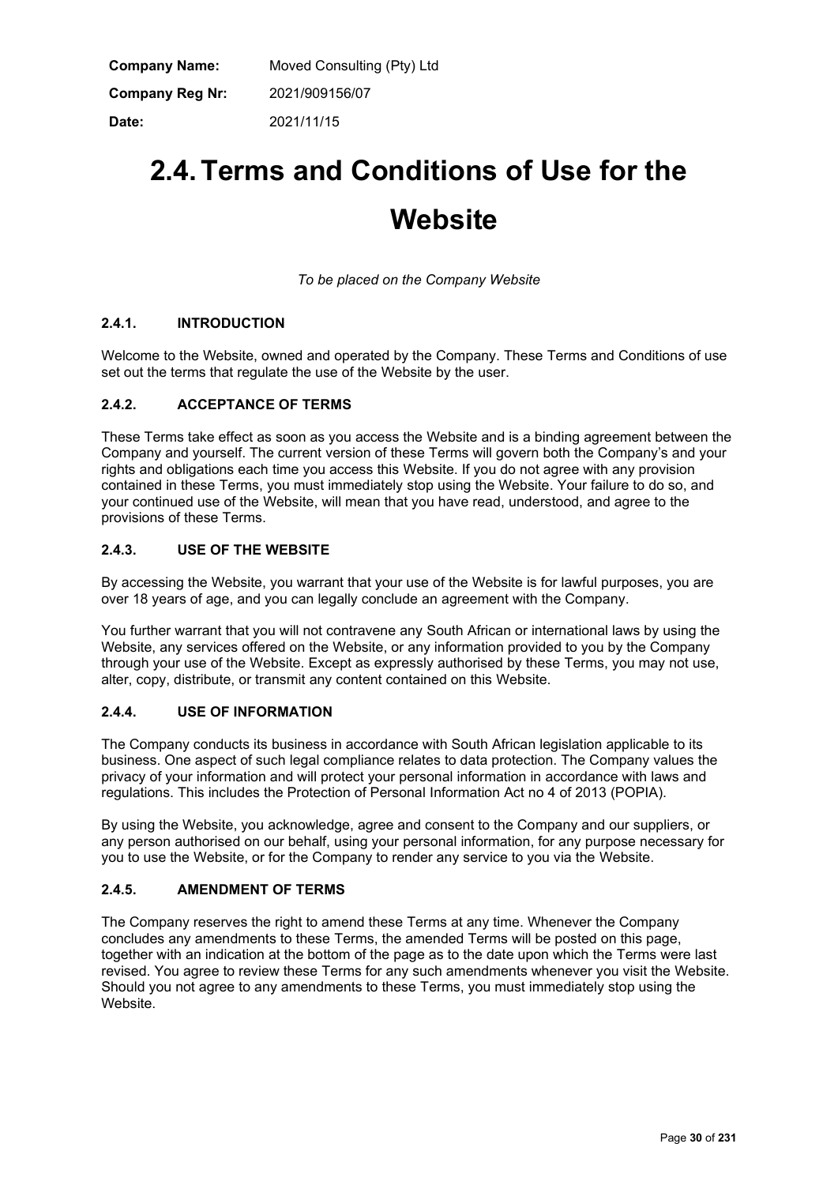**Company Name:** Moved Consulting (Pty) Ltd

**Company Reg Nr:** 2021/909156/07

**Date:** 2021/11/15

# 2.4. Terms and Conditions of Use for the Website

*To be placed on the Company Website*

### 2.4.1. INTRODUCTION

Welcome to the Website, owned and operated by the Company. These Terms and Conditions of use set out the terms that regulate the use of the Website by the user.

### 2.4.2. ACCEPTANCE OF TERMS

These Terms take effect as soon as you access the Website and is a binding agreement between the Company and yourself. The current version of these Terms will govern both the Company's and your rights and obligations each time you access this Website. If you do not agree with any provision contained in these Terms, you must immediately stop using the Website. Your failure to do so, and your continued use of the Website, will mean that you have read, understood, and agree to the provisions of these Terms.

### 2.4.3. USE OF THE WEBSITE

By accessing the Website, you warrant that your use of the Website is for lawful purposes, you are over 18 years of age, and you can legally conclude an agreement with the Company.

You further warrant that you will not contravene any South African or international laws by using the Website, any services offered on the Website, or any information provided to you by the Company through your use of the Website. Except as expressly authorised by these Terms, you may not use, alter, copy, distribute, or transmit any content contained on this Website.

### 2.4.4. USE OF INFORMATION

The Company conducts its business in accordance with South African legislation applicable to its business. One aspect of such legal compliance relates to data protection. The Company values the privacy of your information and will protect your personal information in accordance with laws and regulations. This includes the Protection of Personal Information Act no 4 of 2013 (POPIA).

By using the Website, you acknowledge, agree and consent to the Company and our suppliers, or any person authorised on our behalf, using your personal information, for any purpose necessary for you to use the Website, or for the Company to render any service to you via the Website.

### 2.4.5. AMENDMENT OF TERMS

The Company reserves the right to amend these Terms at any time. Whenever the Company concludes any amendments to these Terms, the amended Terms will be posted on this page, together with an indication at the bottom of the page as to the date upon which the Terms were last revised. You agree to review these Terms for any such amendments whenever you visit the Website. Should you not agree to any amendments to these Terms, you must immediately stop using the Website.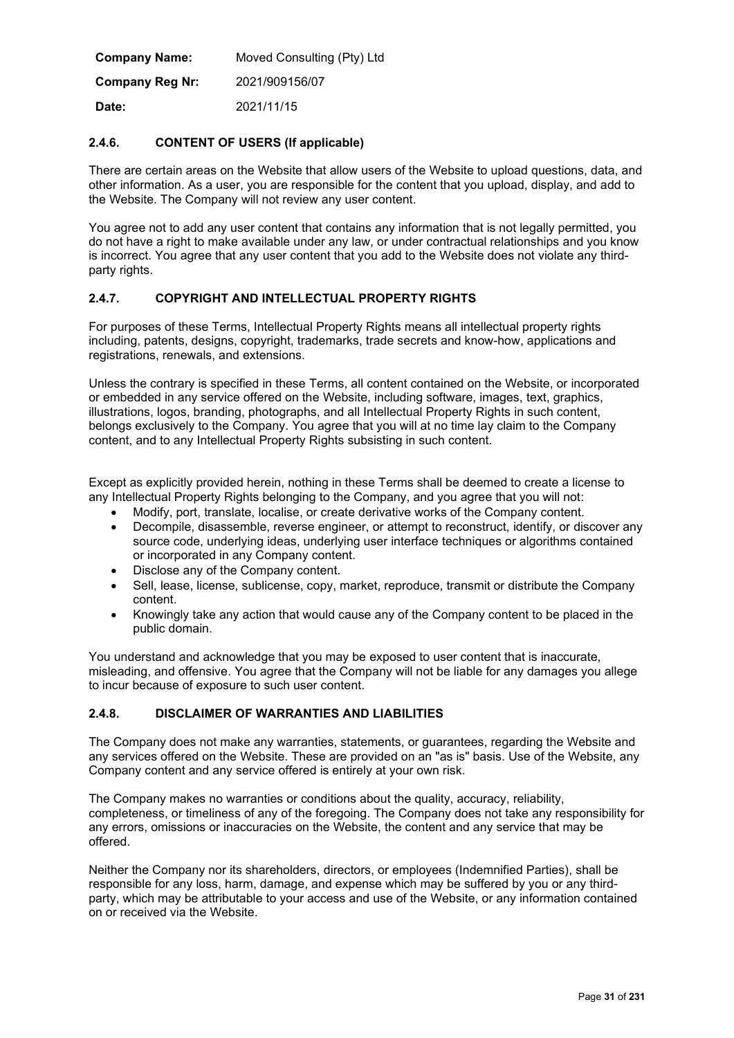| **Company Name:** | Moved Consulting (Pty) Ltd |
| --- | --- |
| **Company Reg Nr:** | 2021/909156/07 |
| **Date:** | 2021/11/15 |

### 2.4.6. CONTENT OF USERS (If applicable)

There are certain areas on the Website that allow users of the Website to upload questions, data, and other information. As a user, you are responsible for the content that you upload, display, and add to the Website. The Company will not review any user content.

You agree not to add any user content that contains any information that is not legally permitted, you do not have a right to make available under any law, or under contractual relationships and you know is incorrect. You agree that any user content that you add to the Website does not violate any third-party rights.

### 2.4.7. COPYRIGHT AND INTELLECTUAL PROPERTY RIGHTS

For purposes of these Terms, Intellectual Property Rights means all intellectual property rights including, patents, designs, copyright, trademarks, trade secrets and know-how, applications and registrations, renewals, and extensions.

Unless the contrary is specified in these Terms, all content contained on the Website, or incorporated or embedded in any service offered on the Website, including software, images, text, graphics, illustrations, logos, branding, photographs, and all Intellectual Property Rights in such content, belongs exclusively to the Company. You agree that you will at no time lay claim to the Company content, and to any Intellectual Property Rights subsisting in such content.

Except as explicitly provided herein, nothing in these Terms shall be deemed to create a license to any Intellectual Property Rights belonging to the Company, and you agree that you will not:

- Modify, port, translate, localise, or create derivative works of the Company content.
- Decompile, disassemble, reverse engineer, or attempt to reconstruct, identify, or discover any source code, underlying ideas, underlying user interface techniques or algorithms contained or incorporated in any Company content.
- Disclose any of the Company content.
- Sell, lease, license, sublicense, copy, market, reproduce, transmit or distribute the Company content.
- Knowingly take any action that would cause any of the Company content to be placed in the public domain.

You understand and acknowledge that you may be exposed to user content that is inaccurate, misleading, and offensive. You agree that the Company will not be liable for any damages you allege to incur because of exposure to such user content.

### 2.4.8. DISCLAIMER OF WARRANTIES AND LIABILITIES

The Company does not make any warranties, statements, or guarantees, regarding the Website and any services offered on the Website. These are provided on an "as is" basis. Use of the Website, any Company content and any service offered is entirely at your own risk.

The Company makes no warranties or conditions about the quality, accuracy, reliability, completeness, or timeliness of any of the foregoing. The Company does not take any responsibility for any errors, omissions or inaccuracies on the Website, the content and any service that may be offered.

Neither the Company nor its shareholders, directors, or employees (Indemnified Parties), shall be responsible for any loss, harm, damage, and expense which may be suffered by you or any third-party, which may be attributable to your access and use of the Website, or any information contained on or received via the Website.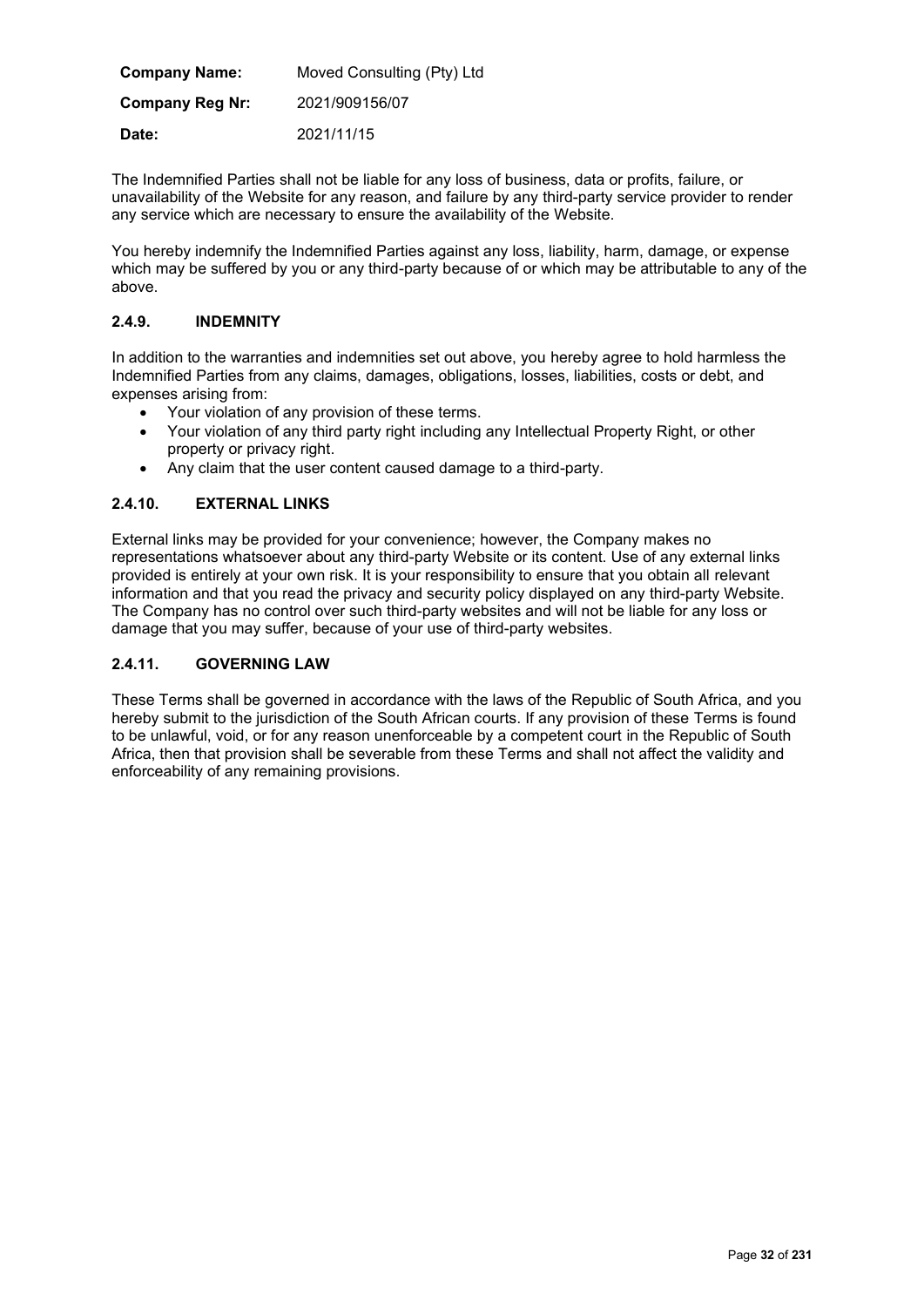| | |
|---|---|
| **Company Name:** | Moved Consulting (Pty) Ltd |
| **Company Reg Nr:** | 2021/909156/07 |
| **Date:** | 2021/11/15 |

The Indemnified Parties shall not be liable for any loss of business, data or profits, failure, or unavailability of the Website for any reason, and failure by any third-party service provider to render any service which are necessary to ensure the availability of the Website.

You hereby indemnify the Indemnified Parties against any loss, liability, harm, damage, or expense which may be suffered by you or any third-party because of or which may be attributable to any of the above.

### 2.4.9. INDEMNITY

In addition to the warranties and indemnities set out above, you hereby agree to hold harmless the Indemnified Parties from any claims, damages, obligations, losses, liabilities, costs or debt, and expenses arising from:

- Your violation of any provision of these terms.
- Your violation of any third party right including any Intellectual Property Right, or other property or privacy right.
- Any claim that the user content caused damage to a third-party.

### 2.4.10. EXTERNAL LINKS

External links may be provided for your convenience; however, the Company makes no representations whatsoever about any third-party Website or its content. Use of any external links provided is entirely at your own risk. It is your responsibility to ensure that you obtain all relevant information and that you read the privacy and security policy displayed on any third-party Website. The Company has no control over such third-party websites and will not be liable for any loss or damage that you may suffer, because of your use of third-party websites.

### 2.4.11. GOVERNING LAW

These Terms shall be governed in accordance with the laws of the Republic of South Africa, and you hereby submit to the jurisdiction of the South African courts. If any provision of these Terms is found to be unlawful, void, or for any reason unenforceable by a competent court in the Republic of South Africa, then that provision shall be severable from these Terms and shall not affect the validity and enforceability of any remaining provisions.